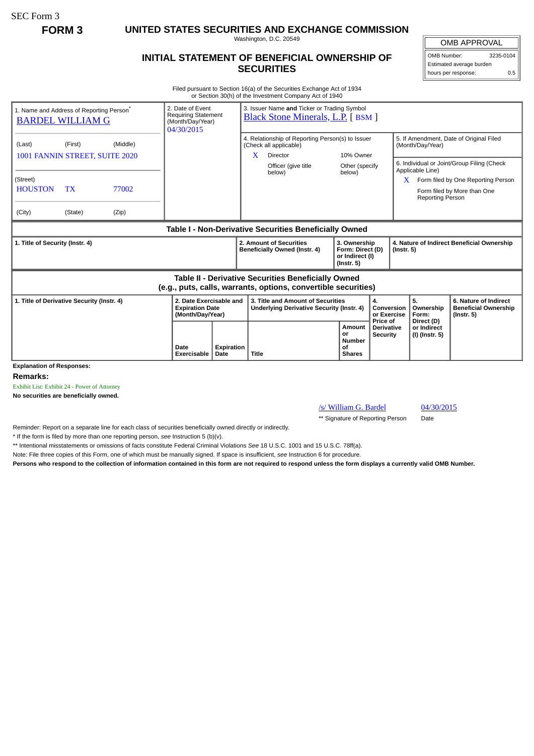SEC Form 3

**FORM 3**

# UNITED STATES SECURITIES AND EXCHANGE COMMISSION

Washington, D.C. 20549

## INITIAL STATEMENT OF BENEFICIAL OWNERSHIP OF SECURITIES

| OMB APPROVAL | |
|---|---|
| OMB Number: | 3235-0104 |
| Estimated average burden | |
| hours per response: | 0.5 |

Filed pursuant to Section 16(a) of the Securities Exchange Act of 1934
or Section 30(h) of the Investment Company Act of 1940

| 1. Name and Address of Reporting Person* | 2. Date of Event Requiring Statement (Month/Day/Year) | 3. Issuer Name **and** Ticker or Trading Symbol |
|---|---|---|
| BARDEL WILLIAM G | 04/30/2015 | Black Stone Minerals, L.P. [ BSM ] |
| (Last) (First) (Middle) 1001 FANNIN STREET, SUITE 2020 | | 4. Relationship of Reporting Person(s) to Issuer (Check all applicable): X Director; 10% Owner; Officer (give title below); Other (specify below) |
| (Street) HOUSTON TX 77002 | | 5. If Amendment, Date of Original Filed (Month/Day/Year) |
| (City) (State) (Zip) | | 6. Individual or Joint/Group Filing (Check Applicable Line): X Form filed by One Reporting Person; Form filed by More than One Reporting Person |

**Table I - Non-Derivative Securities Beneficially Owned**

| 1. Title of Security (Instr. 4) | 2. Amount of Securities Beneficially Owned (Instr. 4) | 3. Ownership Form: Direct (D) or Indirect (I) (Instr. 5) | 4. Nature of Indirect Beneficial Ownership (Instr. 5) |
|---|---|---|---|

**Table II - Derivative Securities Beneficially Owned (e.g., puts, calls, warrants, options, convertible securities)**

| 1. Title of Derivative Security (Instr. 4) | 2. Date Exercisable and Expiration Date (Month/Day/Year) | | 3. Title and Amount of Securities Underlying Derivative Security (Instr. 4) | | 4. Conversion or Exercise Price of Derivative Security | 5. Ownership Form: Direct (D) or Indirect (I) (Instr. 5) | 6. Nature of Indirect Beneficial Ownership (Instr. 5) |
|---|---|---|---|---|---|---|---|
| | Date Exercisable | Expiration Date | Title | Amount or Number of Shares | | | |

**Explanation of Responses:**

**Remarks:**

Exhibit List: Exhibit 24 - Power of Attorney

**No securities are beneficially owned.**

/s/ William G. Bardel — 04/30/2015

** Signature of Reporting Person — Date

Reminder: Report on a separate line for each class of securities beneficially owned directly or indirectly.

* If the form is filed by more than one reporting person, *see* Instruction 5 (b)(v).

** Intentional misstatements or omissions of facts constitute Federal Criminal Violations *See* 18 U.S.C. 1001 and 15 U.S.C. 78ff(a).

Note: File three copies of this Form, one of which must be manually signed. If space is insufficient, *see* Instruction 6 for procedure.

**Persons who respond to the collection of information contained in this form are not required to respond unless the form displays a currently valid OMB Number.**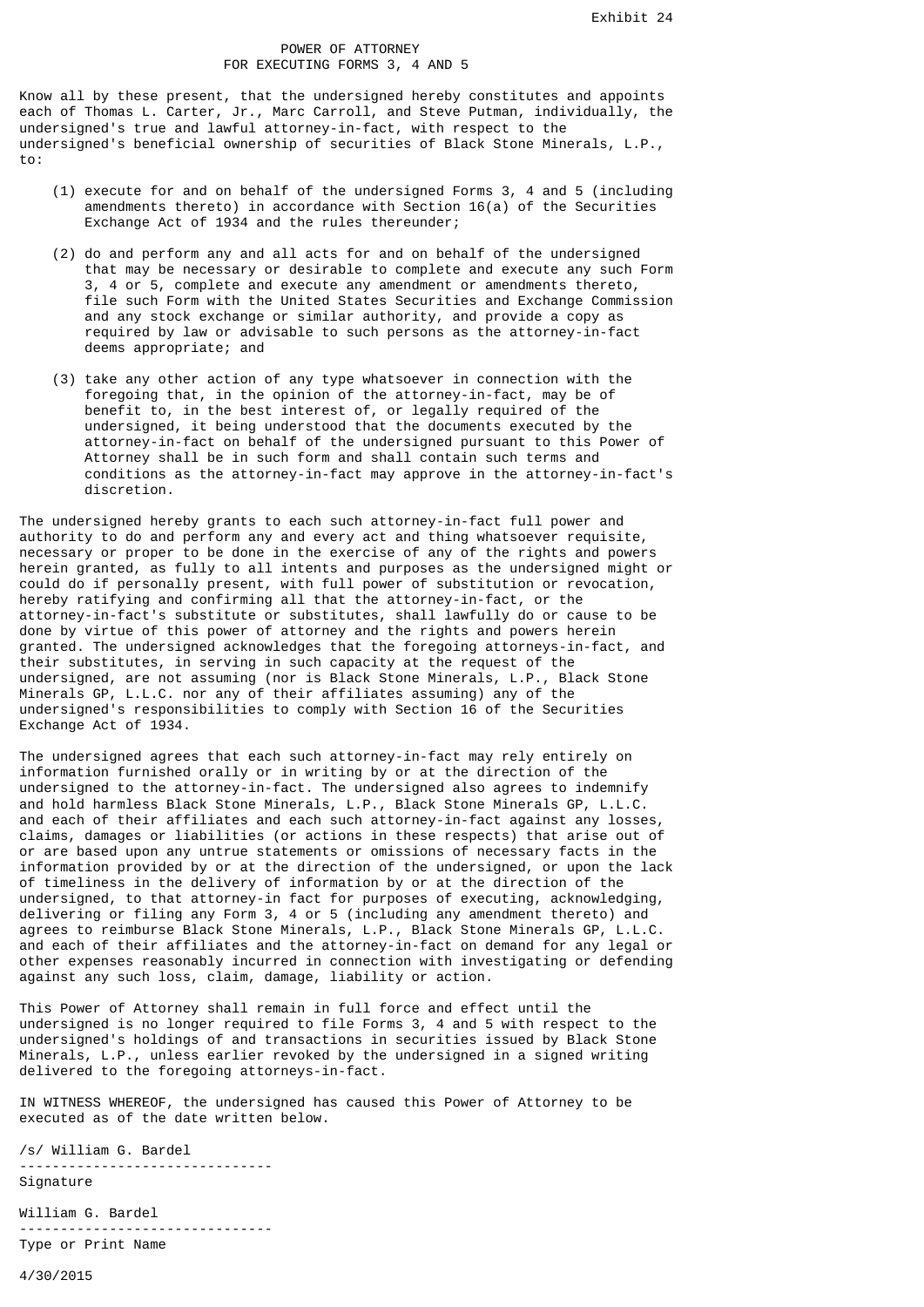Exhibit 24

# POWER OF ATTORNEY
## FOR EXECUTING FORMS 3, 4 AND 5

Know all by these present, that the undersigned hereby constitutes and appoints each of Thomas L. Carter, Jr., Marc Carroll, and Steve Putman, individually, the undersigned's true and lawful attorney-in-fact, with respect to the undersigned's beneficial ownership of securities of Black Stone Minerals, L.P., to:

(1) execute for and on behalf of the undersigned Forms 3, 4 and 5 (including amendments thereto) in accordance with Section 16(a) of the Securities Exchange Act of 1934 and the rules thereunder;

(2) do and perform any and all acts for and on behalf of the undersigned that may be necessary or desirable to complete and execute any such Form 3, 4 or 5, complete and execute any amendment or amendments thereto, file such Form with the United States Securities and Exchange Commission and any stock exchange or similar authority, and provide a copy as required by law or advisable to such persons as the attorney-in-fact deems appropriate; and

(3) take any other action of any type whatsoever in connection with the foregoing that, in the opinion of the attorney-in-fact, may be of benefit to, in the best interest of, or legally required of the undersigned, it being understood that the documents executed by the attorney-in-fact on behalf of the undersigned pursuant to this Power of Attorney shall be in such form and shall contain such terms and conditions as the attorney-in-fact may approve in the attorney-in-fact's discretion.

The undersigned hereby grants to each such attorney-in-fact full power and authority to do and perform any and every act and thing whatsoever requisite, necessary or proper to be done in the exercise of any of the rights and powers herein granted, as fully to all intents and purposes as the undersigned might or could do if personally present, with full power of substitution or revocation, hereby ratifying and confirming all that the attorney-in-fact, or the attorney-in-fact's substitute or substitutes, shall lawfully do or cause to be done by virtue of this power of attorney and the rights and powers herein granted. The undersigned acknowledges that the foregoing attorneys-in-fact, and their substitutes, in serving in such capacity at the request of the undersigned, are not assuming (nor is Black Stone Minerals, L.P., Black Stone Minerals GP, L.L.C. nor any of their affiliates assuming) any of the undersigned's responsibilities to comply with Section 16 of the Securities Exchange Act of 1934.

The undersigned agrees that each such attorney-in-fact may rely entirely on information furnished orally or in writing by or at the direction of the undersigned to the attorney-in-fact. The undersigned also agrees to indemnify and hold harmless Black Stone Minerals, L.P., Black Stone Minerals GP, L.L.C. and each of their affiliates and each such attorney-in-fact against any losses, claims, damages or liabilities (or actions in these respects) that arise out of or are based upon any untrue statements or omissions of necessary facts in the information provided by or at the direction of the undersigned, or upon the lack of timeliness in the delivery of information by or at the direction of the undersigned, to that attorney-in fact for purposes of executing, acknowledging, delivering or filing any Form 3, 4 or 5 (including any amendment thereto) and agrees to reimburse Black Stone Minerals, L.P., Black Stone Minerals GP, L.L.C. and each of their affiliates and the attorney-in-fact on demand for any legal or other expenses reasonably incurred in connection with investigating or defending against any such loss, claim, damage, liability or action.

This Power of Attorney shall remain in full force and effect until the undersigned is no longer required to file Forms 3, 4 and 5 with respect to the undersigned's holdings of and transactions in securities issued by Black Stone Minerals, L.P., unless earlier revoked by the undersigned in a signed writing delivered to the foregoing attorneys-in-fact.

IN WITNESS WHEREOF, the undersigned has caused this Power of Attorney to be executed as of the date written below.

/s/ William G. Bardel
------------------------------
Signature

William G. Bardel
------------------------------
Type or Print Name

4/30/2015